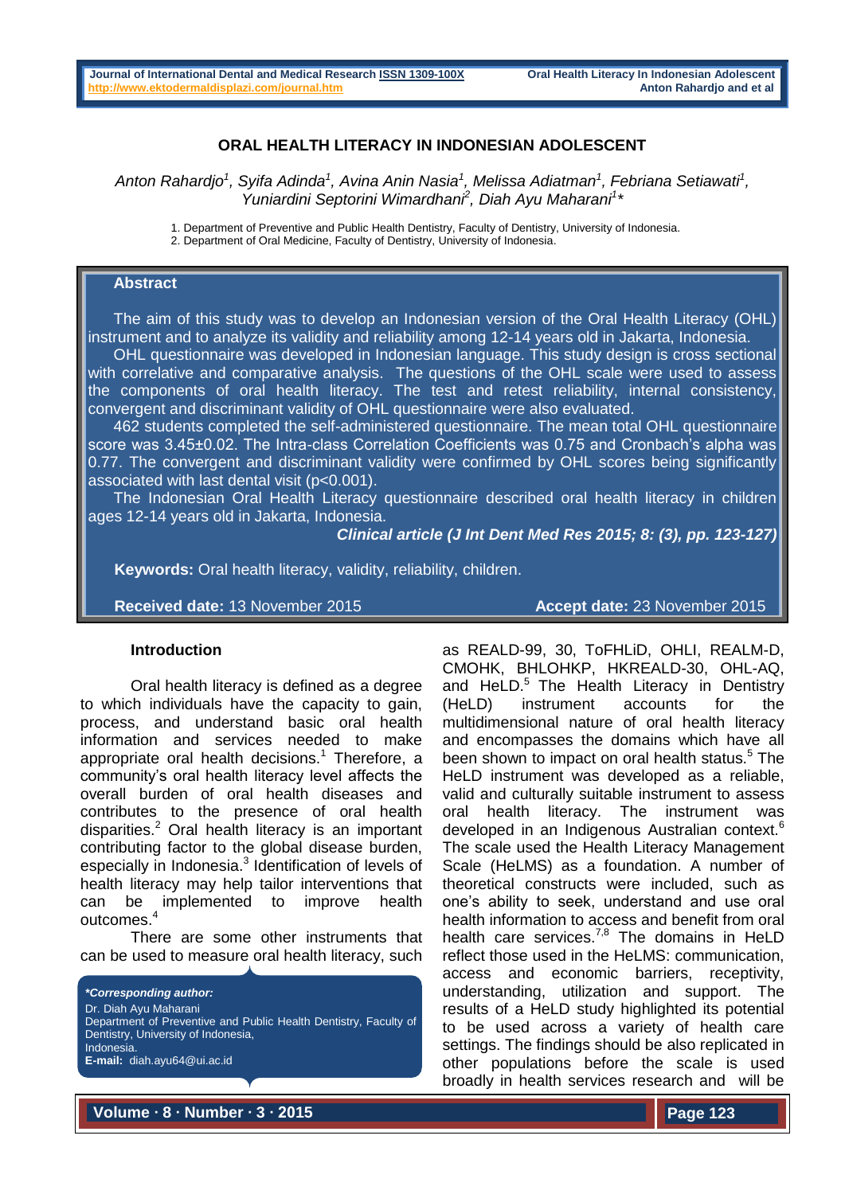# ORAL HEALTH LITERACY IN INDONESIAN ADOLESCENT

*Anton Rahardjo[1], Syifa Adinda[1], Avina Anin Nasia[1], Melissa Adiatman[1], Febriana Setiawati[1], Yuniardini Septorini Wimardhani[2], Diah Ayu Maharani[1]\**

1. Department of Preventive and Public Health Dentistry, Faculty of Dentistry, University of Indonesia.
2. Department of Oral Medicine, Faculty of Dentistry, University of Indonesia.

## Abstract

The aim of this study was to develop an Indonesian version of the Oral Health Literacy (OHL) instrument and to analyze its validity and reliability among 12-14 years old in Jakarta, Indonesia.

OHL questionnaire was developed in Indonesian language. This study design is cross sectional with correlative and comparative analysis. The questions of the OHL scale were used to assess the components of oral health literacy. The test and retest reliability, internal consistency, convergent and discriminant validity of OHL questionnaire were also evaluated.

462 students completed the self-administered questionnaire. The mean total OHL questionnaire score was 3.45±0.02. The Intra-class Correlation Coefficients was 0.75 and Cronbach's alpha was 0.77. The convergent and discriminant validity were confirmed by OHL scores being significantly associated with last dental visit ($p<0.001$).

The Indonesian Oral Health Literacy questionnaire described oral health literacy in children ages 12-14 years old in Jakarta, Indonesia.

***Clinical article (J Int Dent Med Res 2015; 8: (3), pp. 123-127)***

**Keywords:** Oral health literacy, validity, reliability, children.

**Received date:** 13 November 2015 **Accept date:** 23 November 2015

## Introduction

Oral health literacy is defined as a degree to which individuals have the capacity to gain, process, and understand basic oral health information and services needed to make appropriate oral health decisions.[1] Therefore, a community's oral health literacy level affects the overall burden of oral health diseases and contributes to the presence of oral health disparities.[2] Oral health literacy is an important contributing factor to the global disease burden, especially in Indonesia.[3] Identification of levels of health literacy may help tailor interventions that can be implemented to improve health outcomes.[4]

There are some other instruments that can be used to measure oral health literacy, such as REALD-99, 30, ToFHLiD, OHLI, REALM-D, CMOHK, BHLOHKP, HKREALD-30, OHL-AQ, and HeLD.[5] The Health Literacy in Dentistry (HeLD) instrument accounts for the multidimensional nature of oral health literacy and encompasses the domains which have all been shown to impact on oral health status.[5] The HeLD instrument was developed as a reliable, valid and culturally suitable instrument to assess oral health literacy. The instrument was developed in an Indigenous Australian context.[6] The scale used the Health Literacy Management Scale (HeLMS) as a foundation. A number of theoretical constructs were included, such as one's ability to seek, understand and use oral health information to access and benefit from oral health care services.[7,8] The domains in HeLD reflect those used in the HeLMS: communication, access and economic barriers, receptivity, understanding, utilization and support. The results of a HeLD study highlighted its potential to be used across a variety of health care settings. The findings should be also replicated in other populations before the scale is used broadly in health services research and will be

**\*Corresponding author:**
Dr. Diah Ayu Maharani
Department of Preventive and Public Health Dentistry, Faculty of Dentistry, University of Indonesia,
Indonesia.
**E-mail:** diah.ayu64@ui.ac.id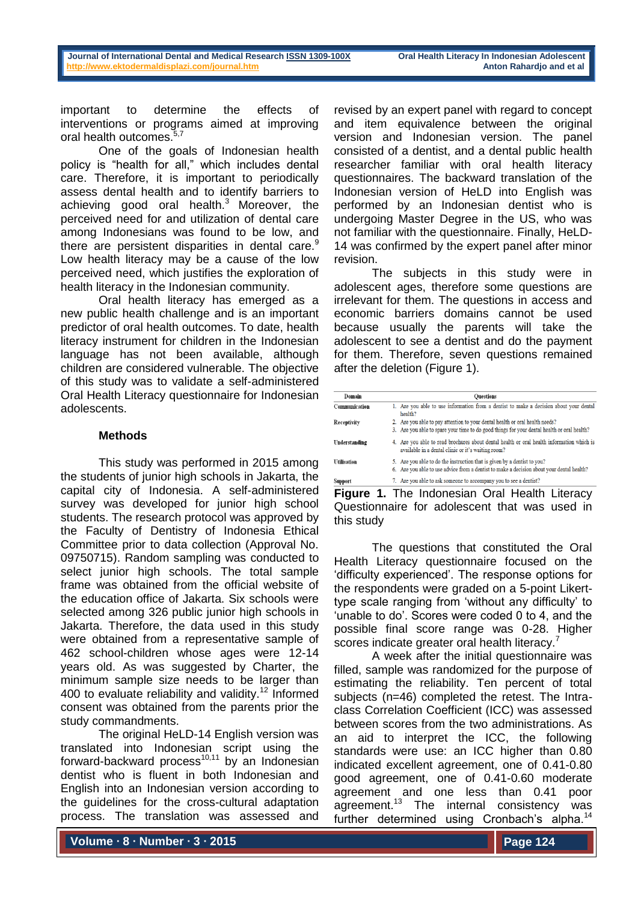important to determine the effects of interventions or programs aimed at improving oral health outcomes.[5,7]

One of the goals of Indonesian health policy is "health for all," which includes dental care. Therefore, it is important to periodically assess dental health and to identify barriers to achieving good oral health.[3] Moreover, the perceived need for and utilization of dental care among Indonesians was found to be low, and there are persistent disparities in dental care.[9] Low health literacy may be a cause of the low perceived need, which justifies the exploration of health literacy in the Indonesian community.

Oral health literacy has emerged as a new public health challenge and is an important predictor of oral health outcomes. To date, health literacy instrument for children in the Indonesian language has not been available, although children are considered vulnerable. The objective of this study was to validate a self-administered Oral Health Literacy questionnaire for Indonesian adolescents.

## Methods

This study was performed in 2015 among the students of junior high schools in Jakarta, the capital city of Indonesia. A self-administered survey was developed for junior high school students. The research protocol was approved by the Faculty of Dentistry of Indonesia Ethical Committee prior to data collection (Approval No. 09750715). Random sampling was conducted to select junior high schools. The total sample frame was obtained from the official website of the education office of Jakarta. Six schools were selected among 326 public junior high schools in Jakarta. Therefore, the data used in this study were obtained from a representative sample of 462 school-children whose ages were 12-14 years old. As was suggested by Charter, the minimum sample size needs to be larger than 400 to evaluate reliability and validity.[12] Informed consent was obtained from the parents prior the study commandments.

The original HeLD-14 English version was translated into Indonesian script using the forward-backward process[10,11] by an Indonesian dentist who is fluent in both Indonesian and English into an Indonesian version according to the guidelines for the cross-cultural adaptation process. The translation was assessed and revised by an expert panel with regard to concept and item equivalence between the original version and Indonesian version. The panel consisted of a dentist, and a dental public health researcher familiar with oral health literacy questionnaires. The backward translation of the Indonesian version of HeLD into English was performed by an Indonesian dentist who is undergoing Master Degree in the US, who was not familiar with the questionnaire. Finally, HeLD-14 was confirmed by the expert panel after minor revision.

The subjects in this study were in adolescent ages, therefore some questions are irrelevant for them. The questions in access and economic barriers domains cannot be used because usually the parents will take the adolescent to see a dentist and do the payment for them. Therefore, seven questions remained after the deletion (Figure 1).

| Domain | Questions |
|---|---|
| Communication | 1. Are you able to use information from a dentist to make a decision about your dental health? |
| Receptivity | 2. Are you able to pay attention to your dental health or oral health needs?<br>3. Are you able to spare your time to do good things for your dental health or oral health? |
| Understanding | 4. Are you able to read brochures about dental health or oral health information which is available in a dental clinic or it's waiting room? |
| Utilisation | 5. Are you able to do the instruction that is given by a dentist to you?<br>6. Are you able to use advice from a dentist to make a decision about your dental health? |
| Support | 7. Are you able to ask someone to accompany you to see a dentist? |

**Figure 1.** The Indonesian Oral Health Literacy Questionnaire for adolescent that was used in this study

The questions that constituted the Oral Health Literacy questionnaire focused on the 'difficulty experienced'. The response options for the respondents were graded on a 5-point Likert-type scale ranging from 'without any difficulty' to 'unable to do'. Scores were coded 0 to 4, and the possible final score range was 0-28. Higher scores indicate greater oral health literacy.[7]

A week after the initial questionnaire was filled, sample was randomized for the purpose of estimating the reliability. Ten percent of total subjects (n=46) completed the retest. The Intra-class Correlation Coefficient (ICC) was assessed between scores from the two administrations. As an aid to interpret the ICC, the following standards were use: an ICC higher than 0.80 indicated excellent agreement, one of 0.41-0.80 good agreement, one of 0.41-0.60 moderate agreement and one less than 0.41 poor agreement.[13] The internal consistency was further determined using Cronbach's alpha.[14]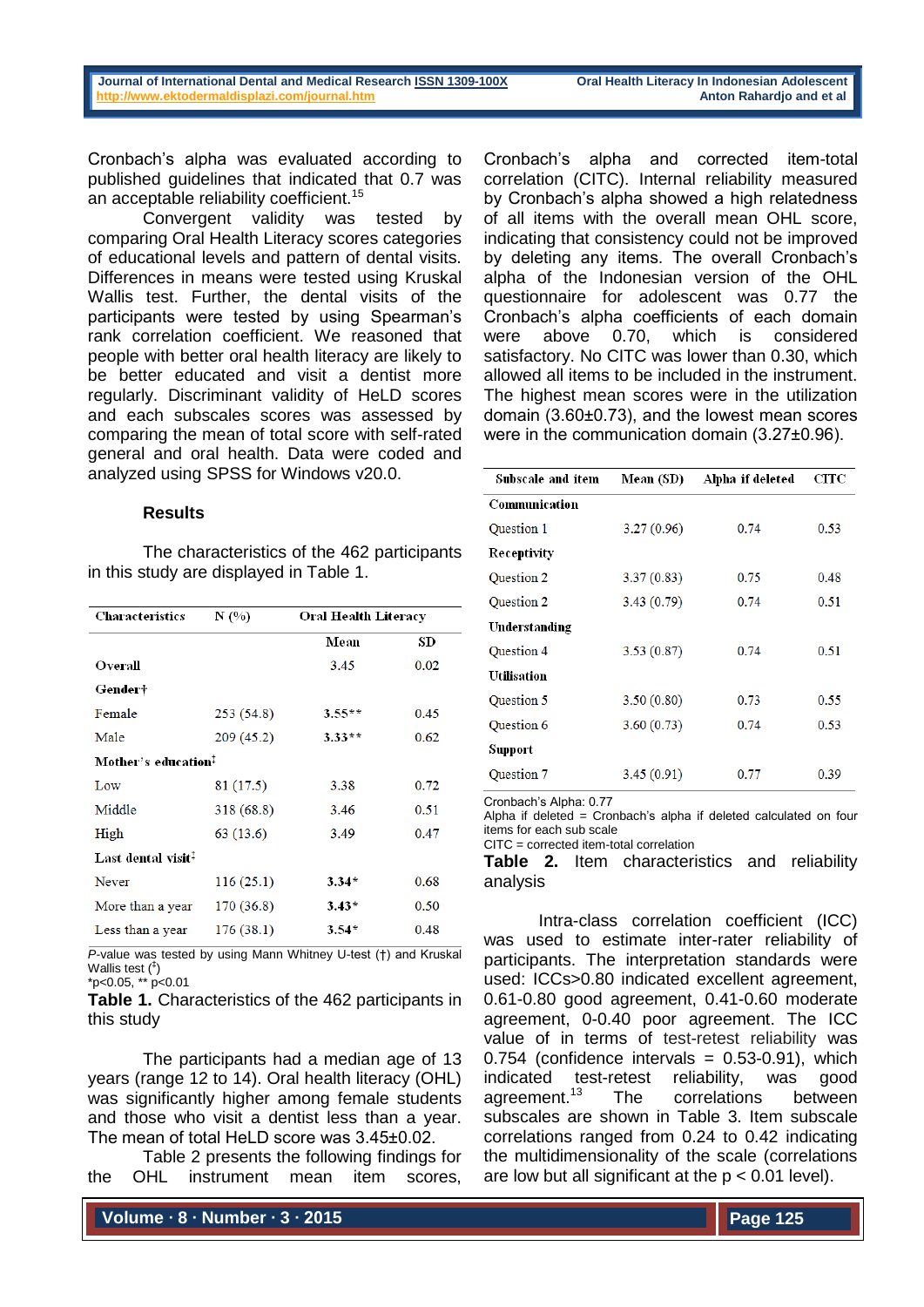Cronbach's alpha was evaluated according to published guidelines that indicated that 0.7 was an acceptable reliability coefficient.[15]

Convergent validity was tested by comparing Oral Health Literacy scores categories of educational levels and pattern of dental visits. Differences in means were tested using Kruskal Wallis test. Further, the dental visits of the participants were tested by using Spearman's rank correlation coefficient. We reasoned that people with better oral health literacy are likely to be better educated and visit a dentist more regularly. Discriminant validity of HeLD scores and each subscales scores was assessed by comparing the mean of total score with self-rated general and oral health. Data were coded and analyzed using SPSS for Windows v20.0.

### Results

The characteristics of the 462 participants in this study are displayed in Table 1.

| Characteristics | N (%) | Oral Health Literacy | |
|---|---|---|---|
| | | Mean | SD |
| **Overall** | | 3.45 | 0.02 |
| **Gender†** | | | |
| Female | 253 (54.8) | **3.55**** | 0.45 |
| Male | 209 (45.2) | **3.33**** | 0.62 |
| **Mother's education‡** | | | |
| Low | 81 (17.5) | 3.38 | 0.72 |
| Middle | 318 (68.8) | 3.46 | 0.51 |
| High | 63 (13.6) | 3.49 | 0.47 |
| **Last dental visit‡** | | | |
| Never | 116 (25.1) | **3.34*** | 0.68 |
| More than a year | 170 (36.8) | **3.43*** | 0.50 |
| Less than a year | 176 (38.1) | **3.54*** | 0.48 |

*P*-value was tested by using Mann Whitney U-test (†) and Kruskal Wallis test (‡)
*p<0.05, ** p<0.01

**Table 1.** Characteristics of the 462 participants in this study

The participants had a median age of 13 years (range 12 to 14). Oral health literacy (OHL) was significantly higher among female students and those who visit a dentist less than a year. The mean of total HeLD score was 3.45±0.02.

Table 2 presents the following findings for the OHL instrument mean item scores, Cronbach's alpha and corrected item-total correlation (CITC). Internal reliability measured by Cronbach's alpha showed a high relatedness of all items with the overall mean OHL score, indicating that consistency could not be improved by deleting any items. The overall Cronbach's alpha of the Indonesian version of the OHL questionnaire for adolescent was 0.77 the Cronbach's alpha coefficients of each domain were above 0.70, which is considered satisfactory. No CITC was lower than 0.30, which allowed all items to be included in the instrument. The highest mean scores were in the utilization domain (3.60±0.73), and the lowest mean scores were in the communication domain (3.27±0.96).

| Subscale and item | Mean (SD) | Alpha if deleted | CITC |
|---|---|---|---|
| **Communication** | | | |
| Question 1 | 3.27 (0.96) | 0.74 | 0.53 |
| **Receptivity** | | | |
| Question 2 | 3.37 (0.83) | 0.75 | 0.48 |
| Question 2 | 3.43 (0.79) | 0.74 | 0.51 |
| **Understanding** | | | |
| Question 4 | 3.53 (0.87) | 0.74 | 0.51 |
| **Utilisation** | | | |
| Question 5 | 3.50 (0.80) | 0.73 | 0.55 |
| Question 6 | 3.60 (0.73) | 0.74 | 0.53 |
| **Support** | | | |
| Question 7 | 3.45 (0.91) | 0.77 | 0.39 |

Cronbach's Alpha: 0.77
Alpha if deleted = Cronbach's alpha if deleted calculated on four items for each sub scale
CITC = corrected item-total correlation

**Table 2.** Item characteristics and reliability analysis

Intra-class correlation coefficient (ICC) was used to estimate inter-rater reliability of participants. The interpretation standards were used: ICCs>0.80 indicated excellent agreement, 0.61-0.80 good agreement, 0.41-0.60 moderate agreement, 0-0.40 poor agreement. The ICC value of in terms of test-retest reliability was 0.754 (confidence intervals = 0.53-0.91), which indicated test-retest reliability, was good agreement.[13] The correlations between subscales are shown in Table 3. Item subscale correlations ranged from 0.24 to 0.42 indicating the multidimensionality of the scale (correlations are low but all significant at the p < 0.01 level).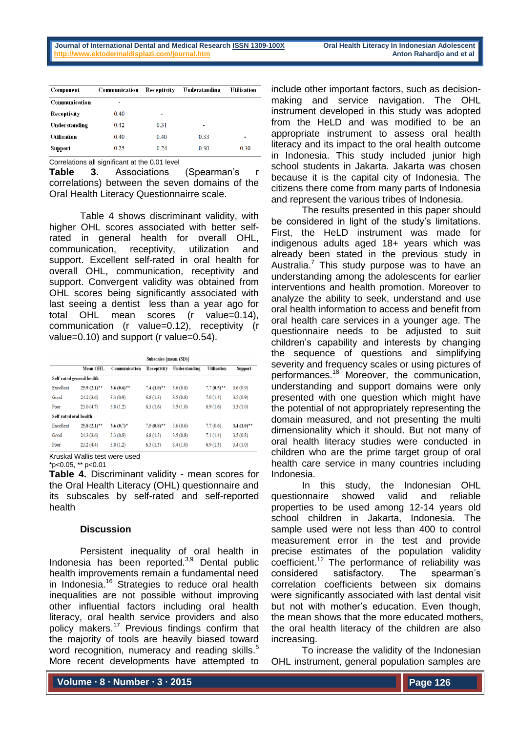| Component | Communication | Receptivity | Understanding | Utilisation |
|---|---|---|---|---|
| Communication | - | | | |
| Receptivity | 0.40 | - | | |
| Understanding | 0.42 | 0.31 | - | |
| Utilisation | 0.40 | 0.40 | 0.33 | - |
| Support | 0.25 | 0.24 | 0.30 | 0.30 |

Correlations all significant at the 0.01 level

**Table 3.** Associations (Spearman's r correlations) between the seven domains of the Oral Health Literacy Questionnaire scale.

Table 4 shows discriminant validity, with higher OHL scores associated with better self-rated in general health for overall OHL, communication, receptivity, utilization and support. Excellent self-rated in oral health for overall OHL, communication, receptivity and support. Convergent validity was obtained from OHL scores being significantly associated with last seeing a dentist less than a year ago for total OHL mean scores (r value=0.14), communication (r value=0.12), receptivity (r value=0.10) and support (r value=0.54).

| | Subscales [mean (SD)] | | | | | |
|---|---|---|---|---|---|---|
| | Mean OHL | Communication | Receptivity | Understanding | Utilisation | Support |
| **Self-rated general health** | | | | | | |
| Excellent | 25.9 (2.1)** | 3.6 (0.6)** | 7.4 (1.0)** | 3.6 (0.8) | 7.7 (0.5)** | 3.6 (0.9) |
| Good | 24.2 (3.6) | 3.3 (0.9) | 6.8 (1.3) | 3.5 (0.8) | 7.0 (1.4) | 3.5 (0.9) |
| Poor | 23.0 (4.7) | 3.0 (1.2) | 6.3 (1.6) | 3.5 (1.0) | 6.9 (1.6) | 3.3 (1.0) |
| **Self-rated oral health** | | | | | | |
| Excellent | 25.8 (2.1)** | 3.6 (0.7)* | 7.5 (0.8)** | 3.6 (0.6) | 7.7 (0.6) | 3.4 (1.0)** |
| Good | 24.3 (3.6) | 3.3 (0.8) | 6.8 (1.3) | 3.5 (0.8) | 7.1 (1.4) | 3.5 (0.8) |
| Poor | 23.2 (4.4) | 3.0 (1.2) | 6.5 (1.5) | 3.4 (1.0) | 6.9 (1.5) | 3.4 (1.0) |

Kruskal Wallis test were used

*p<0.05, ** p<0.01

**Table 4.** Discriminant validity - mean scores for the Oral Health Literacy (OHL) questionnaire and its subscales by self-rated and self-reported health

### Discussion

Persistent inequality of oral health in Indonesia has been reported.[3,9] Dental public health improvements remain a fundamental need in Indonesia.[16] Strategies to reduce oral health inequalities are not possible without improving other influential factors including oral health literacy, oral health service providers and also policy makers.[17] Previous findings confirm that the majority of tools are heavily biased toward word recognition, numeracy and reading skills.[5] More recent developments have attempted to include other important factors, such as decision-making and service navigation. The OHL instrument developed in this study was adopted from the HeLD and was modified to be an appropriate instrument to assess oral health literacy and its impact to the oral health outcome in Indonesia. This study included junior high school students in Jakarta. Jakarta was chosen because it is the capital city of Indonesia. The citizens there come from many parts of Indonesia and represent the various tribes of Indonesia.

The results presented in this paper should be considered in light of the study's limitations. First, the HeLD instrument was made for indigenous adults aged 18+ years which was already been stated in the previous study in Australia.[7] This study purpose was to have an understanding among the adolescents for earlier interventions and health promotion. Moreover to analyze the ability to seek, understand and use oral health information to access and benefit from oral health care services in a younger age. The questionnaire needs to be adjusted to suit children's capability and interests by changing the sequence of questions and simplifying severity and frequency scales or using pictures of performances.[18] Moreover, the communication, understanding and support domains were only presented with one question which might have the potential of not appropriately representing the domain measured, and not presenting the multi dimensionality which it should. But not many of oral health literacy studies were conducted in children who are the prime target group of oral health care service in many countries including Indonesia.

In this study, the Indonesian OHL questionnaire showed valid and reliable properties to be used among 12-14 years old school children in Jakarta, Indonesia. The sample used were not less than 400 to control measurement error in the test and provide precise estimates of the population validity coefficient.[12] The performance of reliability was considered satisfactory. The spearman's correlation coefficients between six domains were significantly associated with last dental visit but not with mother's education. Even though, the mean shows that the more educated mothers, the oral health literacy of the children are also increasing.

To increase the validity of the Indonesian OHL instrument, general population samples are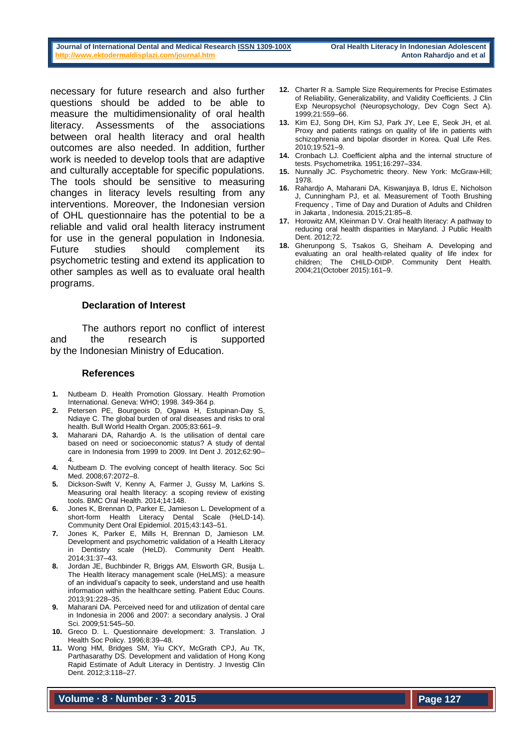necessary for future research and also further questions should be added to be able to measure the multidimensionality of oral health literacy. Assessments of the associations between oral health literacy and oral health outcomes are also needed. In addition, further work is needed to develop tools that are adaptive and culturally acceptable for specific populations. The tools should be sensitive to measuring changes in literacy levels resulting from any interventions. Moreover, the Indonesian version of OHL questionnaire has the potential to be a reliable and valid oral health literacy instrument for use in the general population in Indonesia. Future studies should complement its psychometric testing and extend its application to other samples as well as to evaluate oral health programs.

### Declaration of Interest

The authors report no conflict of interest and the research is supported by the Indonesian Ministry of Education.

### References

1. Nutbeam D. Health Promotion Glossary. Health Promotion International. Geneva: WHO; 1998. 349-364 p.
2. Petersen PE, Bourgeois D, Ogawa H, Estupinan-Day S, Ndiaye C. The global burden of oral diseases and risks to oral health. Bull World Health Organ. 2005;83:661–9.
3. Maharani DA, Rahardjo A. Is the utilisation of dental care based on need or socioeconomic status? A study of dental care in Indonesia from 1999 to 2009. Int Dent J. 2012;62:90–4.
4. Nutbeam D. The evolving concept of health literacy. Soc Sci Med. 2008;67:2072–8.
5. Dickson-Swift V, Kenny A, Farmer J, Gussy M, Larkins S. Measuring oral health literacy: a scoping review of existing tools. BMC Oral Health. 2014;14:148.
6. Jones K, Brennan D, Parker E, Jamieson L. Development of a short-form Health Literacy Dental Scale (HeLD-14). Community Dent Oral Epidemiol. 2015;43:143–51.
7. Jones K, Parker E, Mills H, Brennan D, Jamieson LM. Development and psychometric validation of a Health Literacy in Dentistry scale (HeLD). Community Dent Health. 2014;31:37–43.
8. Jordan JE, Buchbinder R, Briggs AM, Elsworth GR, Busija L. The Health literacy management scale (HeLMS): a measure of an individual's capacity to seek, understand and use health information within the healthcare setting. Patient Educ Couns. 2013;91:228–35.
9. Maharani DA. Perceived need for and utilization of dental care in Indonesia in 2006 and 2007: a secondary analysis. J Oral Sci. 2009;51:545–50.
10. Greco D. L. Questionnaire development: 3. Translation. J Health Soc Policy. 1996;8:39–48.
11. Wong HM, Bridges SM, Yiu CKY, McGrath CPJ, Au TK, Parthasarathy DS. Development and validation of Hong Kong Rapid Estimate of Adult Literacy in Dentistry. J Investig Clin Dent. 2012;3:118–27.
12. Charter R a. Sample Size Requirements for Precise Estimates of Reliability, Generalizability, and Validity Coefficients. J Clin Exp Neuropsychol (Neuropsychology, Dev Cogn Sect A). 1999;21:559–66.
13. Kim EJ, Song DH, Kim SJ, Park JY, Lee E, Seok JH, et al. Proxy and patients ratings on quality of life in patients with schizophrenia and bipolar disorder in Korea. Qual Life Res. 2010;19:521–9.
14. Cronbach LJ. Coefficient alpha and the internal structure of tests. Psychometrika. 1951;16:297–334.
15. Nunnally JC. Psychometric theory. New York: McGraw-Hill; 1978.
16. Rahardjo A, Maharani DA, Kiswanjaya B, Idrus E, Nicholson J, Cunningham PJ, et al. Measurement of Tooth Brushing Frequency , Time of Day and Duration of Adults and Children in Jakarta , Indonesia. 2015;21:85–8.
17. Horowitz AM, Kleinman D V. Oral health literacy: A pathway to reducing oral health disparities in Maryland. J Public Health Dent. 2012;72.
18. Gherunpong S, Tsakos G, Sheiham A. Developing and evaluating an oral health-related quality of life index for children; The CHILD-OIDP. Community Dent Health. 2004;21(October 2015):161–9.